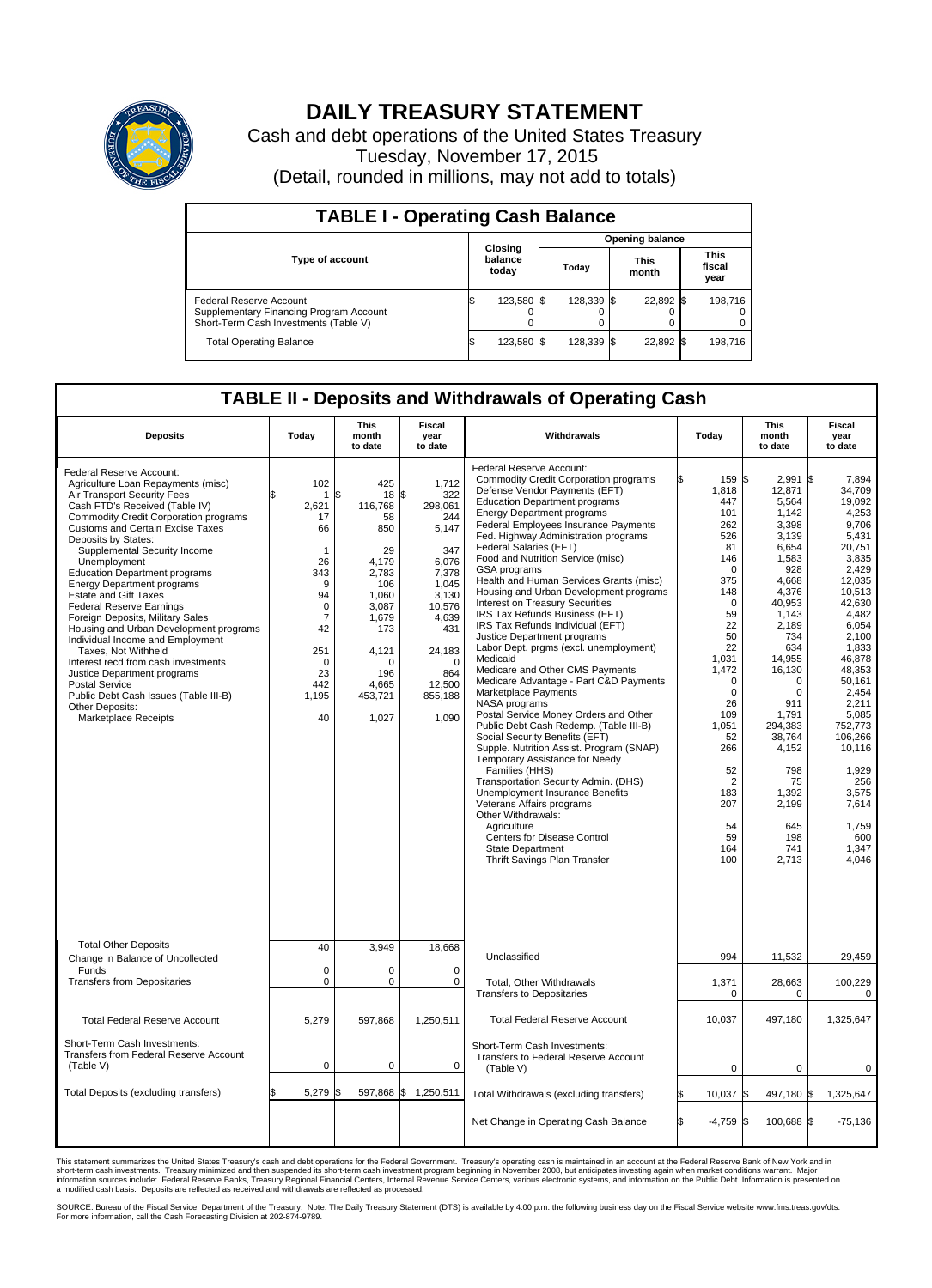# DAILY TREASURY STATEMENT

Cash and debt operations of the United States Treasury
Tuesday, November 17, 2015
(Detail, rounded in millions, may not add to totals)

## TABLE I - Operating Cash Balance

| Type of account | Closing balance today | Opening balance Today | Opening balance This month | Opening balance This fiscal year |
|---|---|---|---|---|
| Federal Reserve Account | $ 123,580 | $ 128,339 | $ 22,892 | $ 198,716 |
| Supplementary Financing Program Account | 0 | 0 | 0 | 0 |
| Short-Term Cash Investments (Table V) | 0 | 0 | 0 | 0 |
| Total Operating Balance | $ 123,580 | $ 128,339 | $ 22,892 | $ 198,716 |

## TABLE II - Deposits and Withdrawals of Operating Cash

| Deposits | Today | This month to date | Fiscal year to date | Withdrawals | Today | This month to date | Fiscal year to date |
|---|---|---|---|---|---|---|---|
| Federal Reserve Account: | | | | Federal Reserve Account: | | | |
| Agriculture Loan Repayments (misc) | 102 | 425 | 1,712 | Commodity Credit Corporation programs | $ 159 | $ 2,991 | $ 7,894 |
| Air Transport Security Fees | $ 1 | $ 18 | $ 322 | Defense Vendor Payments (EFT) | 1,818 | 12,871 | 34,709 |
| Cash FTD's Received (Table IV) | 2,621 | 116,768 | 298,061 | Education Department programs | 447 | 5,564 | 19,092 |
| Commodity Credit Corporation programs | 17 | 58 | 244 | Energy Department programs | 101 | 1,142 | 4,253 |
| Customs and Certain Excise Taxes | 66 | 850 | 5,147 | Federal Employees Insurance Payments | 262 | 3,398 | 9,706 |
| Deposits by States: | | | | Fed. Highway Administration programs | 526 | 3,139 | 5,431 |
| Supplemental Security Income | 1 | 29 | 347 | Federal Salaries (EFT) | 81 | 6,654 | 20,751 |
| Unemployment | 26 | 4,179 | 6,076 | Food and Nutrition Service (misc) | 146 | 1,583 | 3,835 |
| Education Department programs | 343 | 2,783 | 7,378 | GSA programs | 0 | 928 | 2,429 |
| Energy Department programs | 9 | 106 | 1,045 | Health and Human Services Grants (misc) | 375 | 4,668 | 12,035 |
| Estate and Gift Taxes | 94 | 1,060 | 3,130 | Housing and Urban Development programs | 148 | 4,376 | 10,513 |
| Federal Reserve Earnings | 0 | 3,087 | 10,576 | Interest on Treasury Securities | 0 | 40,953 | 42,630 |
| Foreign Deposits, Military Sales | 7 | 1,679 | 4,639 | IRS Tax Refunds Business (EFT) | 59 | 1,143 | 4,482 |
| Housing and Urban Development programs | 42 | 173 | 431 | IRS Tax Refunds Individual (EFT) | 22 | 2,189 | 6,054 |
| Individual Income and Employment Taxes, Not Withheld | 251 | 4,121 | 24,183 | Justice Department programs | 50 | 734 | 2,100 |
| Interest recd from cash investments | 0 | 0 | 0 | Labor Dept. prgms (excl. unemployment) | 22 | 634 | 1,833 |
| Justice Department programs | 23 | 196 | 864 | Medicaid | 1,031 | 14,955 | 46,878 |
| Postal Service | 442 | 4,665 | 12,500 | Medicare and Other CMS Payments | 1,472 | 16,130 | 48,353 |
| Public Debt Cash Issues (Table III-B) | 1,195 | 453,721 | 855,188 | Medicare Advantage - Part C&D Payments | 0 | 0 | 50,161 |
| Other Deposits: | | | | Marketplace Payments | 0 | 0 | 2,454 |
| Marketplace Receipts | 40 | 1,027 | 1,090 | NASA programs | 26 | 911 | 2,211 |
| | | | | Postal Service Money Orders and Other | 109 | 1,791 | 5,085 |
| | | | | Public Debt Cash Redemp. (Table III-B) | 1,051 | 294,383 | 752,773 |
| | | | | Social Security Benefits (EFT) | 52 | 38,764 | 106,266 |
| | | | | Supple. Nutrition Assist. Program (SNAP) | 266 | 4,152 | 10,116 |
| | | | | Temporary Assistance for Needy Families (HHS) | 52 | 798 | 1,929 |
| | | | | Transportation Security Admin. (DHS) | 2 | 75 | 256 |
| | | | | Unemployment Insurance Benefits | 183 | 1,392 | 3,575 |
| | | | | Veterans Affairs programs | 207 | 2,199 | 7,614 |
| | | | | Other Withdrawals: | | | |
| | | | | Agriculture | 54 | 645 | 1,759 |
| | | | | Centers for Disease Control | 59 | 198 | 600 |
| | | | | State Department | 164 | 741 | 1,347 |
| | | | | Thrift Savings Plan Transfer | 100 | 2,713 | 4,046 |
| Total Other Deposits | 40 | 3,949 | 18,668 | Unclassified | 994 | 11,532 | 29,459 |
| Change in Balance of Uncollected Funds | 0 | 0 | 0 | | | | |
| Transfers from Depositaries | 0 | 0 | 0 | Total, Other Withdrawals | 1,371 | 28,663 | 100,229 |
| | | | | Transfers to Depositaries | 0 | 0 | 0 |
| Total Federal Reserve Account | 5,279 | 597,868 | 1,250,511 | Total Federal Reserve Account | 10,037 | 497,180 | 1,325,647 |
| Short-Term Cash Investments: Transfers from Federal Reserve Account (Table V) | 0 | 0 | 0 | Short-Term Cash Investments: Transfers to Federal Reserve Account (Table V) | 0 | 0 | 0 |
| Total Deposits (excluding transfers) | $ 5,279 | $ 597,868 | $ 1,250,511 | Total Withdrawals (excluding transfers) | $ 10,037 | $ 497,180 | $ 1,325,647 |
| | | | | Net Change in Operating Cash Balance | $ -4,759 | $ 100,688 | $ -75,136 |

This statement summarizes the United States Treasury's cash and debt operations for the Federal Government. Treasury's operating cash is maintained in an account at the Federal Reserve Bank of New York and in short-term cash investments. Treasury minimized and then suspended its short-term cash investment program beginning in November 2008, but anticipates investing again when market conditions warrant. Major information sources include: Federal Reserve Banks, Treasury Regional Financial Centers, Internal Revenue Service Centers, various electronic systems, and information on the Public Debt. Information is presented on a modified cash basis. Deposits are reflected as received and withdrawals are reflected as processed.

SOURCE: Bureau of the Fiscal Service, Department of the Treasury. Note: The Daily Treasury Statement (DTS) is available by 4:00 p.m. the following business day on the Fiscal Service website www.fms.treas.gov/dts. For more information, call the Cash Forecasting Division at 202-874-9789.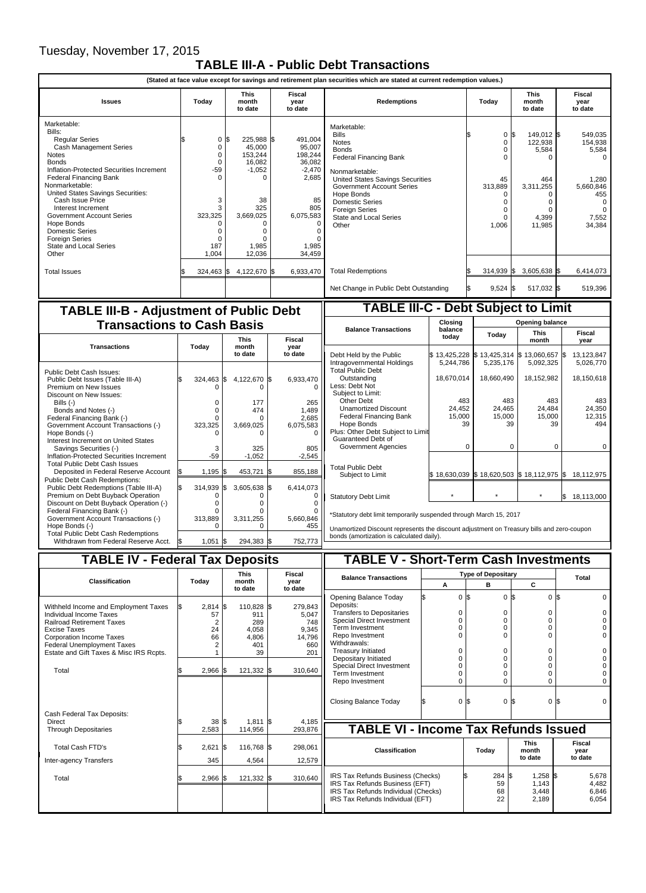Tuesday, November 17, 2015

# TABLE III-A - Public Debt Transactions

(Stated at face value except for savings and retirement plan securities which are stated at current redemption values.)

| Issues | Today | This month to date | Fiscal year to date |
|---|---|---|---|
| Marketable: | | | |
| Bills: | | | |
| Regular Series | $ 0 | $ 225,988 | $ 491,004 |
| Cash Management Series | 0 | 45,000 | 95,007 |
| Notes | 0 | 153,244 | 198,244 |
| Bonds | 0 | 16,082 | 36,082 |
| Inflation-Protected Securities Increment | -59 | -1,052 | -2,470 |
| Federal Financing Bank | 0 | 0 | 2,685 |
| Nonmarketable: | | | |
| United States Savings Securities: | | | |
| Cash Issue Price | 3 | 38 | 85 |
| Interest Increment | 3 | 325 | 805 |
| Government Account Series | 323,325 | 3,669,025 | 6,075,583 |
| Hope Bonds | 0 | 0 | 0 |
| Domestic Series | 0 | 0 | 0 |
| Foreign Series | 0 | 0 | 0 |
| State and Local Series | 187 | 1,985 | 1,985 |
| Other | 1,004 | 12,036 | 34,459 |
| Total Issues | $ 324,463 | $ 4,122,670 | $ 6,933,470 |

| Redemptions | Today | This month to date | Fiscal year to date |
|---|---|---|---|
| Marketable: | | | |
| Bills | $ 0 | $ 149,012 | $ 549,035 |
| Notes | 0 | 122,938 | 154,938 |
| Bonds | 0 | 5,584 | 5,584 |
| Federal Financing Bank | 0 | 0 | 0 |
| Nonmarketable: | | | |
| United States Savings Securities | 45 | 464 | 1,280 |
| Government Account Series | 313,889 | 3,311,255 | 5,660,846 |
| Hope Bonds | 0 | 0 | 455 |
| Domestic Series | 0 | 0 | 0 |
| Foreign Series | 0 | 0 | 0 |
| State and Local Series | 0 | 4,399 | 7,552 |
| Other | 1,006 | 11,985 | 34,384 |
| Total Redemptions | $ 314,939 | $ 3,605,638 | $ 6,414,073 |
| Net Change in Public Debt Outstanding | $ 9,524 | $ 517,032 | $ 519,396 |

# TABLE III-B - Adjustment of Public Debt Transactions to Cash Basis

| Transactions | Today | This month to date | Fiscal year to date |
|---|---|---|---|
| Public Debt Cash Issues: | | | |
| Public Debt Issues (Table III-A) | $ 324,463 | $ 4,122,670 | $ 6,933,470 |
| Premium on New Issues | 0 | 0 | 0 |
| Discount on New Issues: | | | |
| Bills (-) | 0 | 177 | 265 |
| Bonds and Notes (-) | 0 | 474 | 1,489 |
| Federal Financing Bank (-) | 0 | 0 | 2,685 |
| Government Account Transactions (-) | 323,325 | 3,669,025 | 6,075,583 |
| Hope Bonds (-) | 0 | 0 | 0 |
| Interest Increment on United States Savings Securities (-) | 3 | 325 | 805 |
| Inflation-Protected Securities Increment | -59 | -1,052 | -2,545 |
| Total Public Debt Cash Issues Deposited in Federal Reserve Account | $ 1,195 | $ 453,721 | $ 855,188 |
| Public Debt Cash Redemptions: | | | |
| Public Debt Redemptions (Table III-A) | $ 314,939 | $ 3,605,638 | $ 6,414,073 |
| Premium on Debt Buyback Operation | 0 | 0 | 0 |
| Discount on Debt Buyback Operation (-) | 0 | 0 | 0 |
| Federal Financing Bank (-) | 0 | 0 | 0 |
| Government Account Transactions (-) | 313,889 | 3,311,255 | 5,660,846 |
| Hope Bonds (-) | 0 | 0 | 455 |
| Total Public Debt Cash Redemptions Withdrawn from Federal Reserve Acct. | $ 1,051 | $ 294,383 | $ 752,773 |

# TABLE III-C - Debt Subject to Limit

| Balance Transactions | Closing balance today | Opening balance Today | Opening balance This month | Opening balance Fiscal year |
|---|---|---|---|---|
| Debt Held by the Public | $ 13,425,228 | $ 13,425,314 | $ 13,060,657 | $ 13,123,847 |
| Intragovernmental Holdings | 5,244,786 | 5,235,176 | 5,092,325 | 5,026,770 |
| Total Public Debt Outstanding | 18,670,014 | 18,660,490 | 18,152,982 | 18,150,618 |
| Less: Debt Not Subject to Limit: | | | | |
| Other Debt | 483 | 483 | 483 | 483 |
| Unamortized Discount | 24,452 | 24,465 | 24,484 | 24,350 |
| Federal Financing Bank | 15,000 | 15,000 | 15,000 | 12,315 |
| Hope Bonds | 39 | 39 | 39 | 494 |
| Plus: Other Debt Subject to Limit | | | | |
| Guaranteed Debt of Government Agencies | 0 | 0 | 0 | 0 |
| Total Public Debt Subject to Limit | $ 18,630,039 | $ 18,620,503 | $ 18,112,975 | $ 18,112,975 |
| Statutory Debt Limit | * | * | * | $ 18,113,000 |

*Statutory debt limit temporarily suspended through March 15, 2017

Unamortized Discount represents the discount adjustment on Treasury bills and zero-coupon bonds (amortization is calculated daily).

# TABLE IV - Federal Tax Deposits

| Classification | Today | This month to date | Fiscal year to date |
|---|---|---|---|
| Withheld Income and Employment Taxes | $ 2,814 | $ 110,828 | $ 279,843 |
| Individual Income Taxes | 57 | 911 | 5,047 |
| Railroad Retirement Taxes | 2 | 289 | 748 |
| Excise Taxes | 24 | 4,058 | 9,345 |
| Corporation Income Taxes | 66 | 4,806 | 14,796 |
| Federal Unemployment Taxes | 2 | 401 | 660 |
| Estate and Gift Taxes & Misc IRS Rcpts. | 1 | 39 | 201 |
| Total | $ 2,966 | $ 121,332 | $ 310,640 |
| Cash Federal Tax Deposits: | | | |
| Direct | $ 38 | $ 1,811 | $ 4,185 |
| Through Depositaries | 2,583 | 114,956 | 293,876 |
| Total Cash FTD's | $ 2,621 | $ 116,768 | $ 298,061 |
| Inter-agency Transfers | 345 | 4,564 | 12,579 |
| Total | $ 2,966 | $ 121,332 | $ 310,640 |

# TABLE V - Short-Term Cash Investments

| Balance Transactions | Type of Depositary A | B | C | Total |
|---|---|---|---|---|
| Opening Balance Today | $ 0 | $ 0 | $ 0 | $ 0 |
| Deposits: | | | | |
| Transfers to Depositaries | 0 | 0 | 0 | 0 |
| Special Direct Investment | 0 | 0 | 0 | 0 |
| Term Investment | 0 | 0 | 0 | 0 |
| Repo Investment | 0 | 0 | 0 | 0 |
| Withdrawals: | | | | |
| Treasury Initiated | 0 | 0 | 0 | 0 |
| Depositary Initiated | 0 | 0 | 0 | 0 |
| Special Direct Investment | 0 | 0 | 0 | 0 |
| Term Investment | 0 | 0 | 0 | 0 |
| Repo Investment | 0 | 0 | 0 | 0 |
| Closing Balance Today | $ 0 | $ 0 | $ 0 | $ 0 |

# TABLE VI - Income Tax Refunds Issued

| Classification | Today | This month to date | Fiscal year to date |
|---|---|---|---|
| IRS Tax Refunds Business (Checks) | $ 284 | $ 1,258 | $ 5,678 |
| IRS Tax Refunds Business (EFT) | 59 | 1,143 | 4,482 |
| IRS Tax Refunds Individual (Checks) | 68 | 3,448 | 6,846 |
| IRS Tax Refunds Individual (EFT) | 22 | 2,189 | 6,054 |